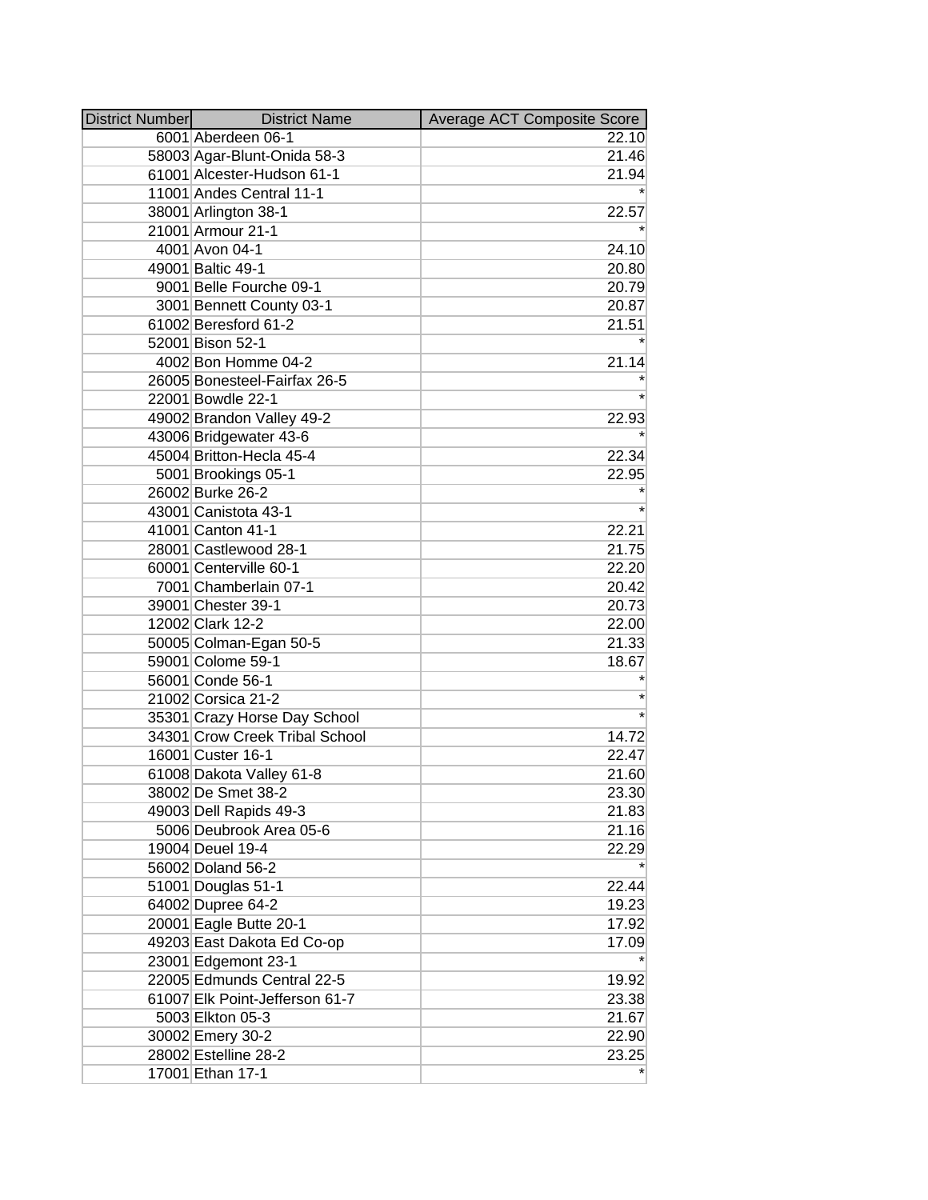| District Number | District Name | Average ACT Composite Score |
| --- | --- | --- |
| 6001 | Aberdeen 06-1 | 22.10 |
| 58003 | Agar-Blunt-Onida 58-3 | 21.46 |
| 61001 | Alcester-Hudson 61-1 | 21.94 |
| 11001 | Andes Central 11-1 | * |
| 38001 | Arlington 38-1 | 22.57 |
| 21001 | Armour 21-1 | * |
| 4001 | Avon 04-1 | 24.10 |
| 49001 | Baltic 49-1 | 20.80 |
| 9001 | Belle Fourche 09-1 | 20.79 |
| 3001 | Bennett County 03-1 | 20.87 |
| 61002 | Beresford 61-2 | 21.51 |
| 52001 | Bison 52-1 | * |
| 4002 | Bon Homme 04-2 | 21.14 |
| 26005 | Bonesteel-Fairfax 26-5 | * |
| 22001 | Bowdle 22-1 | * |
| 49002 | Brandon Valley 49-2 | 22.93 |
| 43006 | Bridgewater 43-6 | * |
| 45004 | Britton-Hecla 45-4 | 22.34 |
| 5001 | Brookings 05-1 | 22.95 |
| 26002 | Burke 26-2 | * |
| 43001 | Canistota 43-1 | * |
| 41001 | Canton 41-1 | 22.21 |
| 28001 | Castlewood 28-1 | 21.75 |
| 60001 | Centerville 60-1 | 22.20 |
| 7001 | Chamberlain 07-1 | 20.42 |
| 39001 | Chester 39-1 | 20.73 |
| 12002 | Clark 12-2 | 22.00 |
| 50005 | Colman-Egan 50-5 | 21.33 |
| 59001 | Colome 59-1 | 18.67 |
| 56001 | Conde 56-1 | * |
| 21002 | Corsica 21-2 | * |
| 35301 | Crazy Horse Day School | * |
| 34301 | Crow Creek Tribal School | 14.72 |
| 16001 | Custer 16-1 | 22.47 |
| 61008 | Dakota Valley 61-8 | 21.60 |
| 38002 | De Smet 38-2 | 23.30 |
| 49003 | Dell Rapids 49-3 | 21.83 |
| 5006 | Deubrook Area 05-6 | 21.16 |
| 19004 | Deuel 19-4 | 22.29 |
| 56002 | Doland 56-2 | * |
| 51001 | Douglas 51-1 | 22.44 |
| 64002 | Dupree 64-2 | 19.23 |
| 20001 | Eagle Butte 20-1 | 17.92 |
| 49203 | East Dakota Ed Co-op | 17.09 |
| 23001 | Edgemont 23-1 | * |
| 22005 | Edmunds Central 22-5 | 19.92 |
| 61007 | Elk Point-Jefferson 61-7 | 23.38 |
| 5003 | Elkton 05-3 | 21.67 |
| 30002 | Emery 30-2 | 22.90 |
| 28002 | Estelline 28-2 | 23.25 |
| 17001 | Ethan 17-1 | * |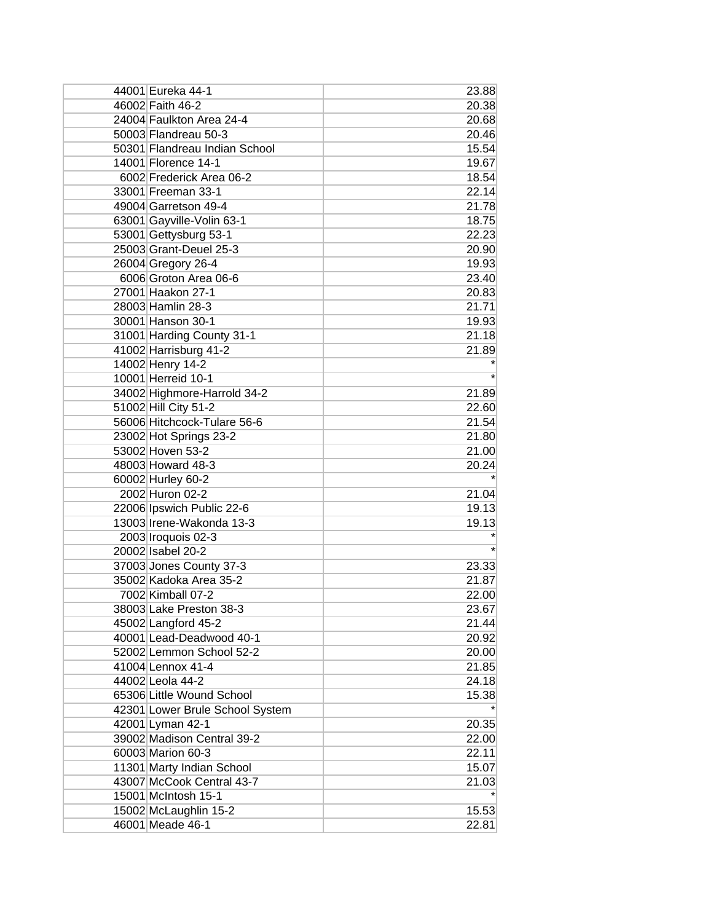| | | |
|---|---|---|
| 44001 | Eureka 44-1 | 23.88 |
| 46002 | Faith 46-2 | 20.38 |
| 24004 | Faulkton Area 24-4 | 20.68 |
| 50003 | Flandreau 50-3 | 20.46 |
| 50301 | Flandreau Indian School | 15.54 |
| 14001 | Florence 14-1 | 19.67 |
| 6002 | Frederick Area 06-2 | 18.54 |
| 33001 | Freeman 33-1 | 22.14 |
| 49004 | Garretson 49-4 | 21.78 |
| 63001 | Gayville-Volin 63-1 | 18.75 |
| 53001 | Gettysburg 53-1 | 22.23 |
| 25003 | Grant-Deuel 25-3 | 20.90 |
| 26004 | Gregory 26-4 | 19.93 |
| 6006 | Groton Area 06-6 | 23.40 |
| 27001 | Haakon 27-1 | 20.83 |
| 28003 | Hamlin 28-3 | 21.71 |
| 30001 | Hanson 30-1 | 19.93 |
| 31001 | Harding County 31-1 | 21.18 |
| 41002 | Harrisburg 41-2 | 21.89 |
| 14002 | Henry 14-2 | * |
| 10001 | Herreid 10-1 | * |
| 34002 | Highmore-Harrold 34-2 | 21.89 |
| 51002 | Hill City 51-2 | 22.60 |
| 56006 | Hitchcock-Tulare 56-6 | 21.54 |
| 23002 | Hot Springs 23-2 | 21.80 |
| 53002 | Hoven 53-2 | 21.00 |
| 48003 | Howard 48-3 | 20.24 |
| 60002 | Hurley 60-2 | * |
| 2002 | Huron 02-2 | 21.04 |
| 22006 | Ipswich Public 22-6 | 19.13 |
| 13003 | Irene-Wakonda 13-3 | 19.13 |
| 2003 | Iroquois 02-3 | * |
| 20002 | Isabel 20-2 | * |
| 37003 | Jones County 37-3 | 23.33 |
| 35002 | Kadoka Area 35-2 | 21.87 |
| 7002 | Kimball 07-2 | 22.00 |
| 38003 | Lake Preston 38-3 | 23.67 |
| 45002 | Langford 45-2 | 21.44 |
| 40001 | Lead-Deadwood 40-1 | 20.92 |
| 52002 | Lemmon School 52-2 | 20.00 |
| 41004 | Lennox 41-4 | 21.85 |
| 44002 | Leola 44-2 | 24.18 |
| 65306 | Little Wound School | 15.38 |
| 42301 | Lower Brule School System | * |
| 42001 | Lyman 42-1 | 20.35 |
| 39002 | Madison Central 39-2 | 22.00 |
| 60003 | Marion 60-3 | 22.11 |
| 11301 | Marty Indian School | 15.07 |
| 43007 | McCook Central 43-7 | 21.03 |
| 15001 | McIntosh 15-1 | * |
| 15002 | McLaughlin 15-2 | 15.53 |
| 46001 | Meade 46-1 | 22.81 |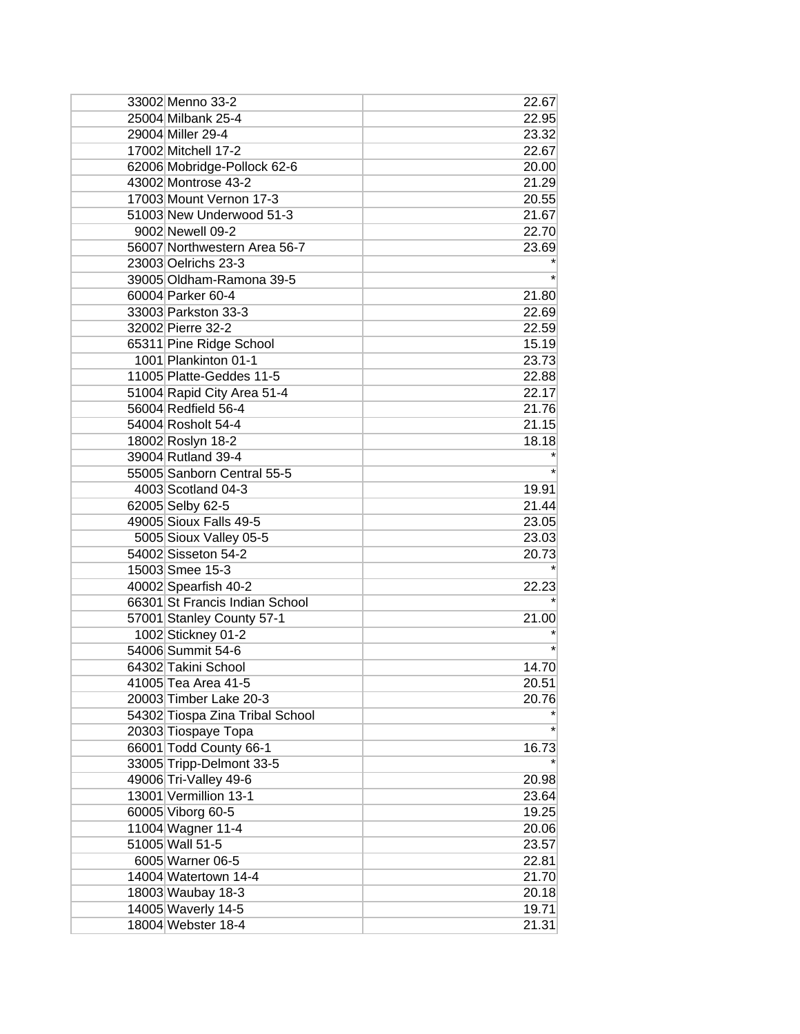| | | |
|---|---|---|
| 33002 | Menno 33-2 | 22.67 |
| 25004 | Milbank 25-4 | 22.95 |
| 29004 | Miller 29-4 | 23.32 |
| 17002 | Mitchell 17-2 | 22.67 |
| 62006 | Mobridge-Pollock 62-6 | 20.00 |
| 43002 | Montrose 43-2 | 21.29 |
| 17003 | Mount Vernon 17-3 | 20.55 |
| 51003 | New Underwood 51-3 | 21.67 |
| 9002 | Newell 09-2 | 22.70 |
| 56007 | Northwestern Area 56-7 | 23.69 |
| 23003 | Oelrichs 23-3 | * |
| 39005 | Oldham-Ramona 39-5 | * |
| 60004 | Parker 60-4 | 21.80 |
| 33003 | Parkston 33-3 | 22.69 |
| 32002 | Pierre 32-2 | 22.59 |
| 65311 | Pine Ridge School | 15.19 |
| 1001 | Plankinton 01-1 | 23.73 |
| 11005 | Platte-Geddes 11-5 | 22.88 |
| 51004 | Rapid City Area 51-4 | 22.17 |
| 56004 | Redfield 56-4 | 21.76 |
| 54004 | Rosholt 54-4 | 21.15 |
| 18002 | Roslyn 18-2 | 18.18 |
| 39004 | Rutland 39-4 | * |
| 55005 | Sanborn Central 55-5 | * |
| 4003 | Scotland 04-3 | 19.91 |
| 62005 | Selby 62-5 | 21.44 |
| 49005 | Sioux Falls 49-5 | 23.05 |
| 5005 | Sioux Valley 05-5 | 23.03 |
| 54002 | Sisseton 54-2 | 20.73 |
| 15003 | Smee 15-3 | * |
| 40002 | Spearfish 40-2 | 22.23 |
| 66301 | St Francis Indian School | * |
| 57001 | Stanley County 57-1 | 21.00 |
| 1002 | Stickney 01-2 | * |
| 54006 | Summit 54-6 | * |
| 64302 | Takini School | 14.70 |
| 41005 | Tea Area 41-5 | 20.51 |
| 20003 | Timber Lake 20-3 | 20.76 |
| 54302 | Tiospa Zina Tribal School | * |
| 20303 | Tiospaye Topa | * |
| 66001 | Todd County 66-1 | 16.73 |
| 33005 | Tripp-Delmont 33-5 | * |
| 49006 | Tri-Valley 49-6 | 20.98 |
| 13001 | Vermillion 13-1 | 23.64 |
| 60005 | Viborg 60-5 | 19.25 |
| 11004 | Wagner 11-4 | 20.06 |
| 51005 | Wall 51-5 | 23.57 |
| 6005 | Warner 06-5 | 22.81 |
| 14004 | Watertown 14-4 | 21.70 |
| 18003 | Waubay 18-3 | 20.18 |
| 14005 | Waverly 14-5 | 19.71 |
| 18004 | Webster 18-4 | 21.31 |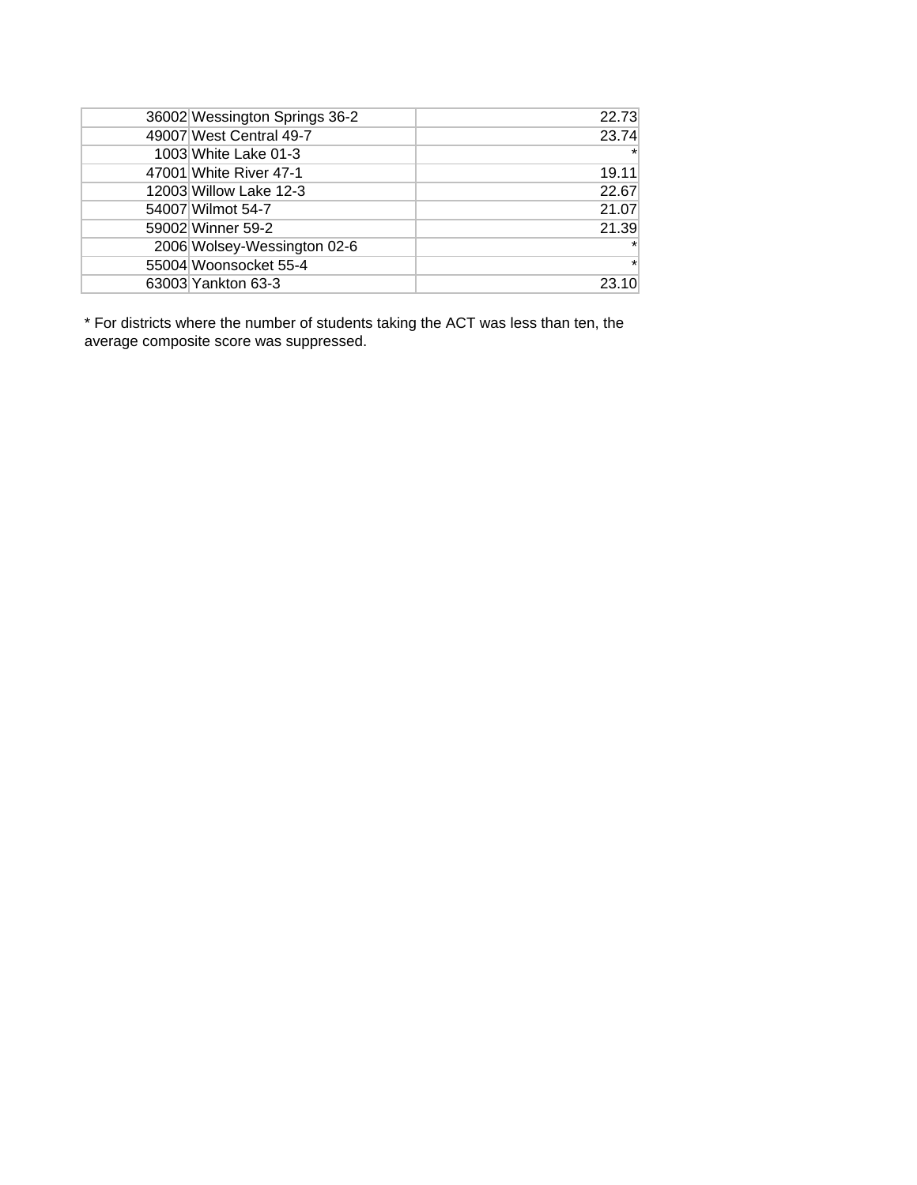| | | |
|---|---|---|
| 36002 | Wessington Springs 36-2 | 22.73 |
| 49007 | West Central 49-7 | 23.74 |
| 1003 | White Lake 01-3 | * |
| 47001 | White River 47-1 | 19.11 |
| 12003 | Willow Lake 12-3 | 22.67 |
| 54007 | Wilmot 54-7 | 21.07 |
| 59002 | Winner 59-2 | 21.39 |
| 2006 | Wolsey-Wessington 02-6 | * |
| 55004 | Woonsocket 55-4 | * |
| 63003 | Yankton 63-3 | 23.10 |

* For districts where the number of students taking the ACT was less than ten, the average composite score was suppressed.